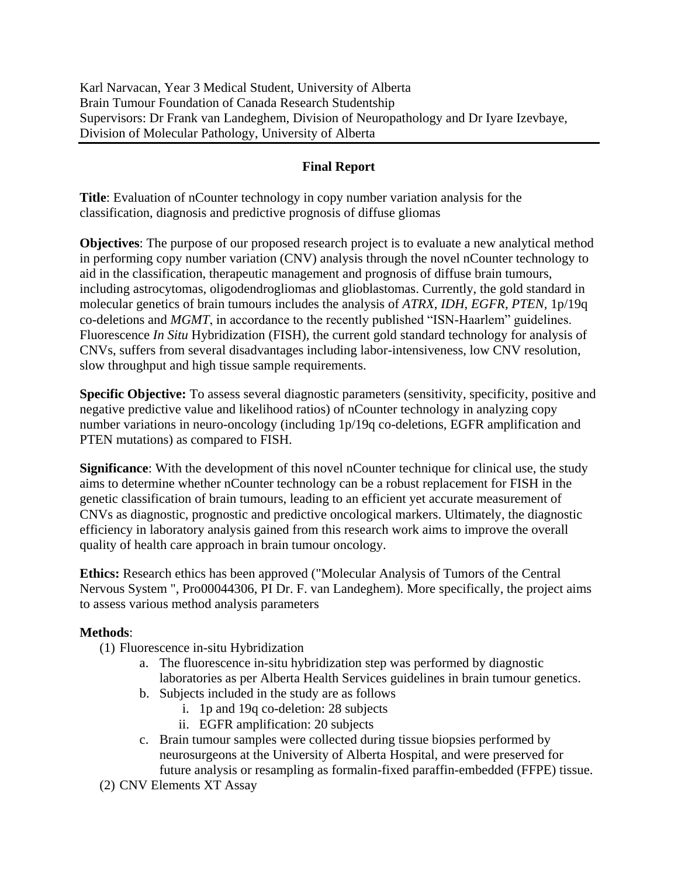Karl Narvacan, Year 3 Medical Student, University of Alberta
Brain Tumour Foundation of Canada Research Studentship
Supervisors: Dr Frank van Landeghem, Division of Neuropathology and Dr Iyare Izevbaye, Division of Molecular Pathology, University of Alberta

---

## Final Report

**Title**: Evaluation of nCounter technology in copy number variation analysis for the classification, diagnosis and predictive prognosis of diffuse gliomas

**Objectives**: The purpose of our proposed research project is to evaluate a new analytical method in performing copy number variation (CNV) analysis through the novel nCounter technology to aid in the classification, therapeutic management and prognosis of diffuse brain tumours, including astrocytomas, oligodendrogliomas and glioblastomas. Currently, the gold standard in molecular genetics of brain tumours includes the analysis of *ATRX*, *IDH*, *EGFR*, *PTEN*, 1p/19q co-deletions and *MGMT*, in accordance to the recently published "ISN-Haarlem" guidelines. Fluorescence *In Situ* Hybridization (FISH), the current gold standard technology for analysis of CNVs, suffers from several disadvantages including labor-intensiveness, low CNV resolution, slow throughput and high tissue sample requirements.

**Specific Objective:** To assess several diagnostic parameters (sensitivity, specificity, positive and negative predictive value and likelihood ratios) of nCounter technology in analyzing copy number variations in neuro-oncology (including 1p/19q co-deletions, EGFR amplification and PTEN mutations) as compared to FISH.

**Significance**: With the development of this novel nCounter technique for clinical use, the study aims to determine whether nCounter technology can be a robust replacement for FISH in the genetic classification of brain tumours, leading to an efficient yet accurate measurement of CNVs as diagnostic, prognostic and predictive oncological markers. Ultimately, the diagnostic efficiency in laboratory analysis gained from this research work aims to improve the overall quality of health care approach in brain tumour oncology.

**Ethics:** Research ethics has been approved ("Molecular Analysis of Tumors of the Central Nervous System ", Pro00044306, PI Dr. F. van Landeghem). More specifically, the project aims to assess various method analysis parameters

**Methods**:

(1) Fluorescence in-situ Hybridization
   a. The fluorescence in-situ hybridization step was performed by diagnostic laboratories as per Alberta Health Services guidelines in brain tumour genetics.
   b. Subjects included in the study are as follows
      i. 1p and 19q co-deletion: 28 subjects
      ii. EGFR amplification: 20 subjects
   c. Brain tumour samples were collected during tissue biopsies performed by neurosurgeons at the University of Alberta Hospital, and were preserved for future analysis or resampling as formalin-fixed paraffin-embedded (FFPE) tissue.

(2) CNV Elements XT Assay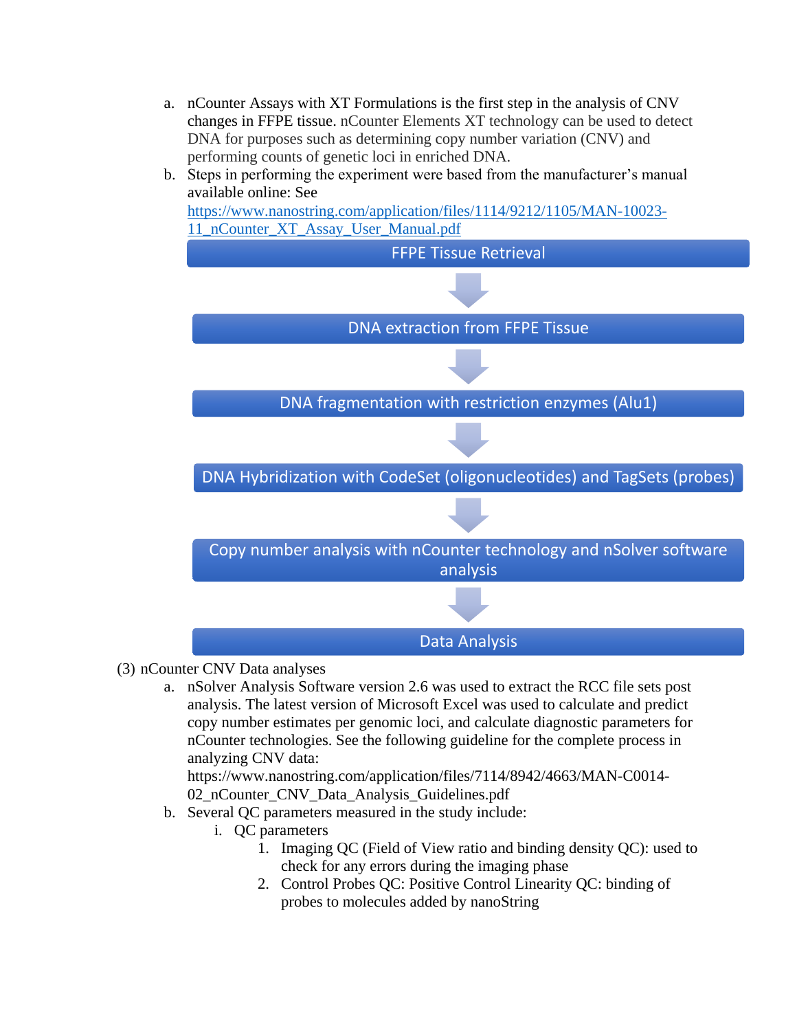a. nCounter Assays with XT Formulations is the first step in the analysis of CNV changes in FFPE tissue. nCounter Elements XT technology can be used to detect DNA for purposes such as determining copy number variation (CNV) and performing counts of genetic loci in enriched DNA.

b. Steps in performing the experiment were based from the manufacturer's manual available online: See [https://www.nanostring.com/application/files/1114/9212/1105/MAN-10023-11_nCounter_XT_Assay_User_Manual.pdf](https://www.nanostring.com/application/files/1114/9212/1105/MAN-10023-11_nCounter_XT_Assay_User_Manual.pdf)

FFPE Tissue Retrieval

↓

DNA extraction from FFPE Tissue

↓

DNA fragmentation with restriction enzymes (Alu1)

↓

DNA Hybridization with CodeSet (oligonucleotides) and TagSets (probes)

↓

Copy number analysis with nCounter technology and nSolver software analysis

↓

Data Analysis

(3) nCounter CNV Data analyses

a. nSolver Analysis Software version 2.6 was used to extract the RCC file sets post analysis. The latest version of Microsoft Excel was used to calculate and predict copy number estimates per genomic loci, and calculate diagnostic parameters for nCounter technologies. See the following guideline for the complete process in analyzing CNV data: https://www.nanostring.com/application/files/7114/8942/4663/MAN-C0014-02_nCounter_CNV_Data_Analysis_Guidelines.pdf

b. Several QC parameters measured in the study include:

   i. QC parameters

      1. Imaging QC (Field of View ratio and binding density QC): used to check for any errors during the imaging phase
      2. Control Probes QC: Positive Control Linearity QC: binding of probes to molecules added by nanoString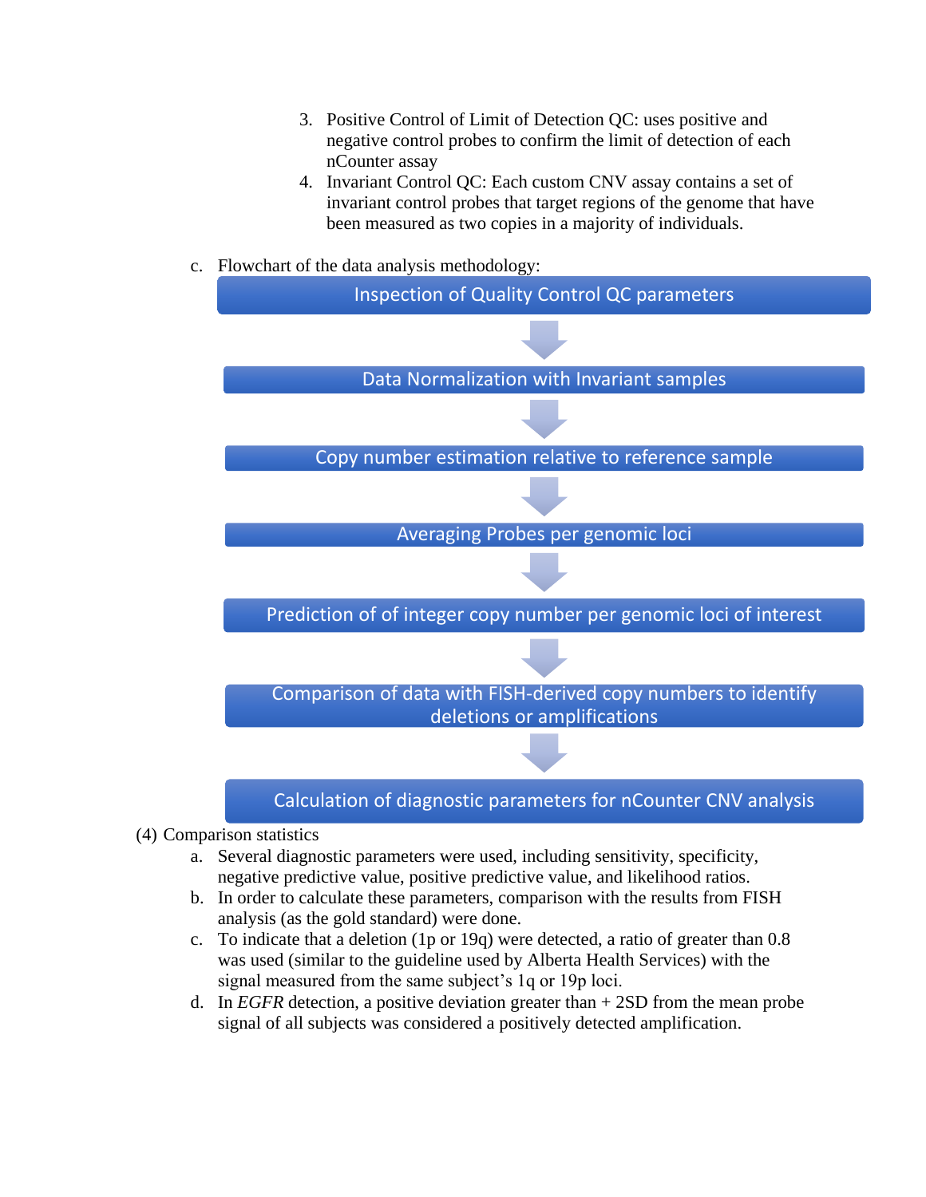3. Positive Control of Limit of Detection QC: uses positive and negative control probes to confirm the limit of detection of each nCounter assay
4. Invariant Control QC: Each custom CNV assay contains a set of invariant control probes that target regions of the genome that have been measured as two copies in a majority of individuals.

c. Flowchart of the data analysis methodology:

Inspection of Quality Control QC parameters

↓

Data Normalization with Invariant samples

↓

Copy number estimation relative to reference sample

↓

Averaging Probes per genomic loci

↓

Prediction of of integer copy number per genomic loci of interest

↓

Comparison of data with FISH-derived copy numbers to identify deletions or amplifications

↓

Calculation of diagnostic parameters for nCounter CNV analysis

(4) Comparison statistics

a. Several diagnostic parameters were used, including sensitivity, specificity, negative predictive value, positive predictive value, and likelihood ratios.
b. In order to calculate these parameters, comparison with the results from FISH analysis (as the gold standard) were done.
c. To indicate that a deletion (1p or 19q) were detected, a ratio of greater than 0.8 was used (similar to the guideline used by Alberta Health Services) with the signal measured from the same subject's 1q or 19p loci.
d. In *EGFR* detection, a positive deviation greater than + 2SD from the mean probe signal of all subjects was considered a positively detected amplification.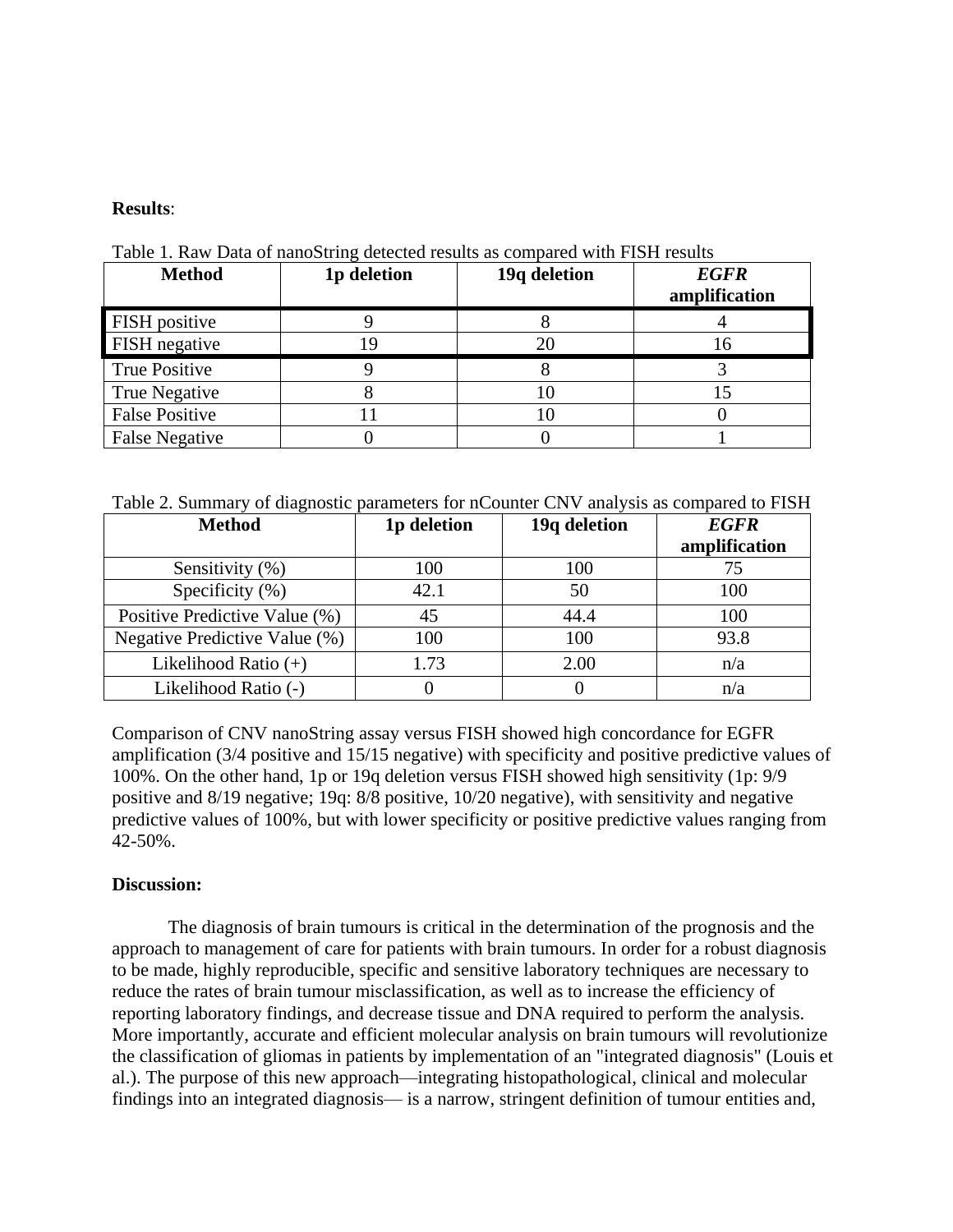**Results**:

Table 1. Raw Data of nanoString detected results as compared with FISH results

| Method | 1p deletion | 19q deletion | ***EGFR* amplification** |
|---|---|---|---|
| FISH positive | 9 | 8 | 4 |
| FISH negative | 19 | 20 | 16 |
| True Positive | 9 | 8 | 3 |
| True Negative | 8 | 10 | 15 |
| False Positive | 11 | 10 | 0 |
| False Negative | 0 | 0 | 1 |

Table 2. Summary of diagnostic parameters for nCounter CNV analysis as compared to FISH

| Method | 1p deletion | 19q deletion | ***EGFR* amplification** |
|---|---|---|---|
| Sensitivity (%) | 100 | 100 | 75 |
| Specificity (%) | 42.1 | 50 | 100 |
| Positive Predictive Value (%) | 45 | 44.4 | 100 |
| Negative Predictive Value (%) | 100 | 100 | 93.8 |
| Likelihood Ratio (+) | 1.73 | 2.00 | n/a |
| Likelihood Ratio (-) | 0 | 0 | n/a |

Comparison of CNV nanoString assay versus FISH showed high concordance for EGFR amplification (3/4 positive and 15/15 negative) with specificity and positive predictive values of 100%. On the other hand, 1p or 19q deletion versus FISH showed high sensitivity (1p: 9/9 positive and 8/19 negative; 19q: 8/8 positive, 10/20 negative), with sensitivity and negative predictive values of 100%, but with lower specificity or positive predictive values ranging from 42-50%.

**Discussion:**

The diagnosis of brain tumours is critical in the determination of the prognosis and the approach to management of care for patients with brain tumours. In order for a robust diagnosis to be made, highly reproducible, specific and sensitive laboratory techniques are necessary to reduce the rates of brain tumour misclassification, as well as to increase the efficiency of reporting laboratory findings, and decrease tissue and DNA required to perform the analysis. More importantly, accurate and efficient molecular analysis on brain tumours will revolutionize the classification of gliomas in patients by implementation of an "integrated diagnosis" (Louis et al.). The purpose of this new approach—integrating histopathological, clinical and molecular findings into an integrated diagnosis— is a narrow, stringent definition of tumour entities and,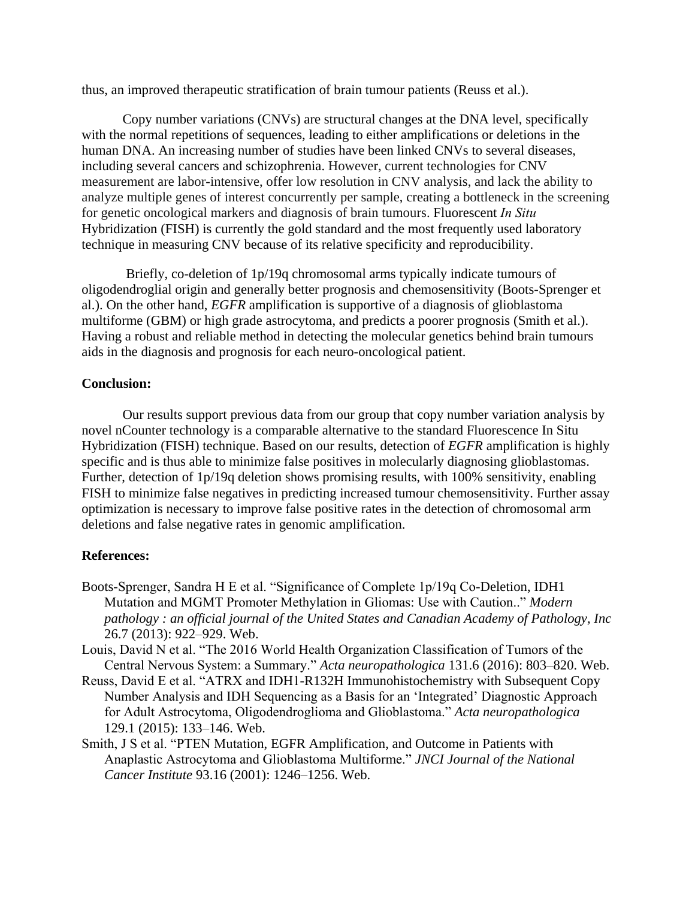thus, an improved therapeutic stratification of brain tumour patients (Reuss et al.).

Copy number variations (CNVs) are structural changes at the DNA level, specifically with the normal repetitions of sequences, leading to either amplifications or deletions in the human DNA. An increasing number of studies have been linked CNVs to several diseases, including several cancers and schizophrenia. However, current technologies for CNV measurement are labor-intensive, offer low resolution in CNV analysis, and lack the ability to analyze multiple genes of interest concurrently per sample, creating a bottleneck in the screening for genetic oncological markers and diagnosis of brain tumours. Fluorescent *In Situ* Hybridization (FISH) is currently the gold standard and the most frequently used laboratory technique in measuring CNV because of its relative specificity and reproducibility.

Briefly, co-deletion of 1p/19q chromosomal arms typically indicate tumours of oligodendroglial origin and generally better prognosis and chemosensitivity (Boots-Sprenger et al.). On the other hand, *EGFR* amplification is supportive of a diagnosis of glioblastoma multiforme (GBM) or high grade astrocytoma, and predicts a poorer prognosis (Smith et al.). Having a robust and reliable method in detecting the molecular genetics behind brain tumours aids in the diagnosis and prognosis for each neuro-oncological patient.

**Conclusion:**

Our results support previous data from our group that copy number variation analysis by novel nCounter technology is a comparable alternative to the standard Fluorescence In Situ Hybridization (FISH) technique. Based on our results, detection of *EGFR* amplification is highly specific and is thus able to minimize false positives in molecularly diagnosing glioblastomas. Further, detection of 1p/19q deletion shows promising results, with 100% sensitivity, enabling FISH to minimize false negatives in predicting increased tumour chemosensitivity. Further assay optimization is necessary to improve false positive rates in the detection of chromosomal arm deletions and false negative rates in genomic amplification.

**References:**

Boots-Sprenger, Sandra H E et al. "Significance of Complete 1p/19q Co-Deletion, IDH1 Mutation and MGMT Promoter Methylation in Gliomas: Use with Caution.." *Modern pathology : an official journal of the United States and Canadian Academy of Pathology, Inc* 26.7 (2013): 922–929. Web.

Louis, David N et al. "The 2016 World Health Organization Classification of Tumors of the Central Nervous System: a Summary." *Acta neuropathologica* 131.6 (2016): 803–820. Web.

Reuss, David E et al. "ATRX and IDH1-R132H Immunohistochemistry with Subsequent Copy Number Analysis and IDH Sequencing as a Basis for an 'Integrated' Diagnostic Approach for Adult Astrocytoma, Oligodendroglioma and Glioblastoma." *Acta neuropathologica* 129.1 (2015): 133–146. Web.

Smith, J S et al. "PTEN Mutation, EGFR Amplification, and Outcome in Patients with Anaplastic Astrocytoma and Glioblastoma Multiforme." *JNCI Journal of the National Cancer Institute* 93.16 (2001): 1246–1256. Web.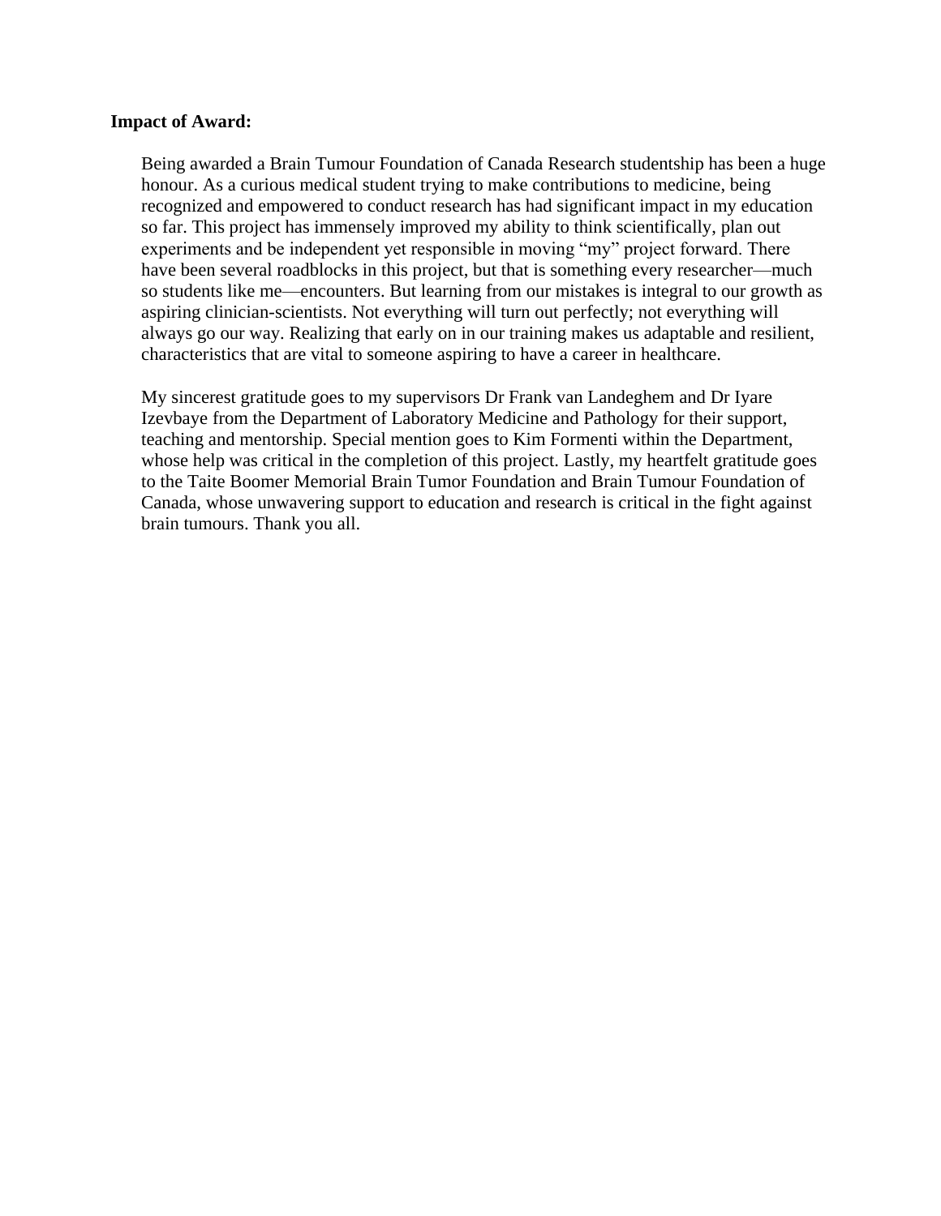**Impact of Award:**

Being awarded a Brain Tumour Foundation of Canada Research studentship has been a huge honour. As a curious medical student trying to make contributions to medicine, being recognized and empowered to conduct research has had significant impact in my education so far. This project has immensely improved my ability to think scientifically, plan out experiments and be independent yet responsible in moving "my" project forward. There have been several roadblocks in this project, but that is something every researcher—much so students like me—encounters. But learning from our mistakes is integral to our growth as aspiring clinician-scientists. Not everything will turn out perfectly; not everything will always go our way. Realizing that early on in our training makes us adaptable and resilient, characteristics that are vital to someone aspiring to have a career in healthcare.

My sincerest gratitude goes to my supervisors Dr Frank van Landeghem and Dr Iyare Izevbaye from the Department of Laboratory Medicine and Pathology for their support, teaching and mentorship. Special mention goes to Kim Formenti within the Department, whose help was critical in the completion of this project. Lastly, my heartfelt gratitude goes to the Taite Boomer Memorial Brain Tumor Foundation and Brain Tumour Foundation of Canada, whose unwavering support to education and research is critical in the fight against brain tumours. Thank you all.